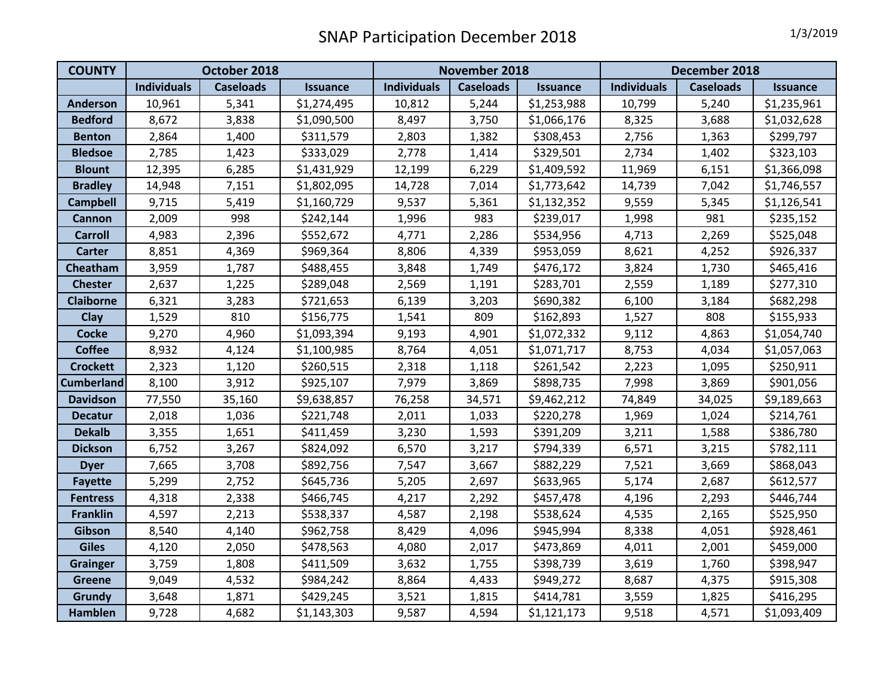# SNAP Participation December 2018

1/3/2019

| COUNTY | October 2018 | | | November 2018 | | | December 2018 | | |
|---|---|---|---|---|---|---|---|---|---|
| | Individuals | Caseloads | Issuance | Individuals | Caseloads | Issuance | Individuals | Caseloads | Issuance |
| Anderson | 10,961 | 5,341 | $1,274,495 | 10,812 | 5,244 | $1,253,988 | 10,799 | 5,240 | $1,235,961 |
| Bedford | 8,672 | 3,838 | $1,090,500 | 8,497 | 3,750 | $1,066,176 | 8,325 | 3,688 | $1,032,628 |
| Benton | 2,864 | 1,400 | $311,579 | 2,803 | 1,382 | $308,453 | 2,756 | 1,363 | $299,797 |
| Bledsoe | 2,785 | 1,423 | $333,029 | 2,778 | 1,414 | $329,501 | 2,734 | 1,402 | $323,103 |
| Blount | 12,395 | 6,285 | $1,431,929 | 12,199 | 6,229 | $1,409,592 | 11,969 | 6,151 | $1,366,098 |
| Bradley | 14,948 | 7,151 | $1,802,095 | 14,728 | 7,014 | $1,773,642 | 14,739 | 7,042 | $1,746,557 |
| Campbell | 9,715 | 5,419 | $1,160,729 | 9,537 | 5,361 | $1,132,352 | 9,559 | 5,345 | $1,126,541 |
| Cannon | 2,009 | 998 | $242,144 | 1,996 | 983 | $239,017 | 1,998 | 981 | $235,152 |
| Carroll | 4,983 | 2,396 | $552,672 | 4,771 | 2,286 | $534,956 | 4,713 | 2,269 | $525,048 |
| Carter | 8,851 | 4,369 | $969,364 | 8,806 | 4,339 | $953,059 | 8,621 | 4,252 | $926,337 |
| Cheatham | 3,959 | 1,787 | $488,455 | 3,848 | 1,749 | $476,172 | 3,824 | 1,730 | $465,416 |
| Chester | 2,637 | 1,225 | $289,048 | 2,569 | 1,191 | $283,701 | 2,559 | 1,189 | $277,310 |
| Claiborne | 6,321 | 3,283 | $721,653 | 6,139 | 3,203 | $690,382 | 6,100 | 3,184 | $682,298 |
| Clay | 1,529 | 810 | $156,775 | 1,541 | 809 | $162,893 | 1,527 | 808 | $155,933 |
| Cocke | 9,270 | 4,960 | $1,093,394 | 9,193 | 4,901 | $1,072,332 | 9,112 | 4,863 | $1,054,740 |
| Coffee | 8,932 | 4,124 | $1,100,985 | 8,764 | 4,051 | $1,071,717 | 8,753 | 4,034 | $1,057,063 |
| Crockett | 2,323 | 1,120 | $260,515 | 2,318 | 1,118 | $261,542 | 2,223 | 1,095 | $250,911 |
| Cumberland | 8,100 | 3,912 | $925,107 | 7,979 | 3,869 | $898,735 | 7,998 | 3,869 | $901,056 |
| Davidson | 77,550 | 35,160 | $9,638,857 | 76,258 | 34,571 | $9,462,212 | 74,849 | 34,025 | $9,189,663 |
| Decatur | 2,018 | 1,036 | $221,748 | 2,011 | 1,033 | $220,278 | 1,969 | 1,024 | $214,761 |
| Dekalb | 3,355 | 1,651 | $411,459 | 3,230 | 1,593 | $391,209 | 3,211 | 1,588 | $386,780 |
| Dickson | 6,752 | 3,267 | $824,092 | 6,570 | 3,217 | $794,339 | 6,571 | 3,215 | $782,111 |
| Dyer | 7,665 | 3,708 | $892,756 | 7,547 | 3,667 | $882,229 | 7,521 | 3,669 | $868,043 |
| Fayette | 5,299 | 2,752 | $645,736 | 5,205 | 2,697 | $633,965 | 5,174 | 2,687 | $612,577 |
| Fentress | 4,318 | 2,338 | $466,745 | 4,217 | 2,292 | $457,478 | 4,196 | 2,293 | $446,744 |
| Franklin | 4,597 | 2,213 | $538,337 | 4,587 | 2,198 | $538,624 | 4,535 | 2,165 | $525,950 |
| Gibson | 8,540 | 4,140 | $962,758 | 8,429 | 4,096 | $945,994 | 8,338 | 4,051 | $928,461 |
| Giles | 4,120 | 2,050 | $478,563 | 4,080 | 2,017 | $473,869 | 4,011 | 2,001 | $459,000 |
| Grainger | 3,759 | 1,808 | $411,509 | 3,632 | 1,755 | $398,739 | 3,619 | 1,760 | $398,947 |
| Greene | 9,049 | 4,532 | $984,242 | 8,864 | 4,433 | $949,272 | 8,687 | 4,375 | $915,308 |
| Grundy | 3,648 | 1,871 | $429,245 | 3,521 | 1,815 | $414,781 | 3,559 | 1,825 | $416,295 |
| Hamblen | 9,728 | 4,682 | $1,143,303 | 9,587 | 4,594 | $1,121,173 | 9,518 | 4,571 | $1,093,409 |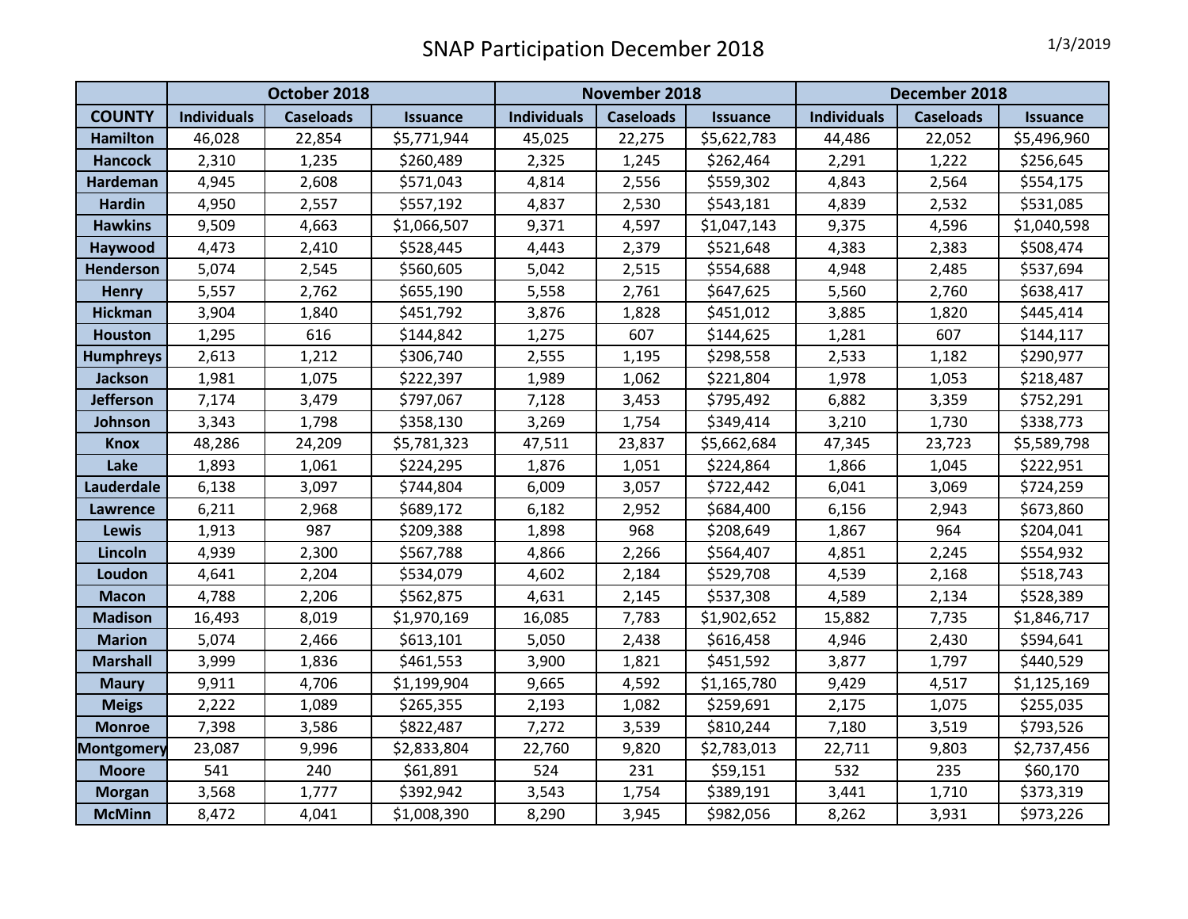# SNAP Participation December 2018

1/3/2019

| | October 2018 | | | November 2018 | | | December 2018 | | |
|---|---|---|---|---|---|---|---|---|---|
| COUNTY | Individuals | Caseloads | Issuance | Individuals | Caseloads | Issuance | Individuals | Caseloads | Issuance |
| Hamilton | 46,028 | 22,854 | $5,771,944 | 45,025 | 22,275 | $5,622,783 | 44,486 | 22,052 | $5,496,960 |
| Hancock | 2,310 | 1,235 | $260,489 | 2,325 | 1,245 | $262,464 | 2,291 | 1,222 | $256,645 |
| Hardeman | 4,945 | 2,608 | $571,043 | 4,814 | 2,556 | $559,302 | 4,843 | 2,564 | $554,175 |
| Hardin | 4,950 | 2,557 | $557,192 | 4,837 | 2,530 | $543,181 | 4,839 | 2,532 | $531,085 |
| Hawkins | 9,509 | 4,663 | $1,066,507 | 9,371 | 4,597 | $1,047,143 | 9,375 | 4,596 | $1,040,598 |
| Haywood | 4,473 | 2,410 | $528,445 | 4,443 | 2,379 | $521,648 | 4,383 | 2,383 | $508,474 |
| Henderson | 5,074 | 2,545 | $560,605 | 5,042 | 2,515 | $554,688 | 4,948 | 2,485 | $537,694 |
| Henry | 5,557 | 2,762 | $655,190 | 5,558 | 2,761 | $647,625 | 5,560 | 2,760 | $638,417 |
| Hickman | 3,904 | 1,840 | $451,792 | 3,876 | 1,828 | $451,012 | 3,885 | 1,820 | $445,414 |
| Houston | 1,295 | 616 | $144,842 | 1,275 | 607 | $144,625 | 1,281 | 607 | $144,117 |
| Humphreys | 2,613 | 1,212 | $306,740 | 2,555 | 1,195 | $298,558 | 2,533 | 1,182 | $290,977 |
| Jackson | 1,981 | 1,075 | $222,397 | 1,989 | 1,062 | $221,804 | 1,978 | 1,053 | $218,487 |
| Jefferson | 7,174 | 3,479 | $797,067 | 7,128 | 3,453 | $795,492 | 6,882 | 3,359 | $752,291 |
| Johnson | 3,343 | 1,798 | $358,130 | 3,269 | 1,754 | $349,414 | 3,210 | 1,730 | $338,773 |
| Knox | 48,286 | 24,209 | $5,781,323 | 47,511 | 23,837 | $5,662,684 | 47,345 | 23,723 | $5,589,798 |
| Lake | 1,893 | 1,061 | $224,295 | 1,876 | 1,051 | $224,864 | 1,866 | 1,045 | $222,951 |
| Lauderdale | 6,138 | 3,097 | $744,804 | 6,009 | 3,057 | $722,442 | 6,041 | 3,069 | $724,259 |
| Lawrence | 6,211 | 2,968 | $689,172 | 6,182 | 2,952 | $684,400 | 6,156 | 2,943 | $673,860 |
| Lewis | 1,913 | 987 | $209,388 | 1,898 | 968 | $208,649 | 1,867 | 964 | $204,041 |
| Lincoln | 4,939 | 2,300 | $567,788 | 4,866 | 2,266 | $564,407 | 4,851 | 2,245 | $554,932 |
| Loudon | 4,641 | 2,204 | $534,079 | 4,602 | 2,184 | $529,708 | 4,539 | 2,168 | $518,743 |
| Macon | 4,788 | 2,206 | $562,875 | 4,631 | 2,145 | $537,308 | 4,589 | 2,134 | $528,389 |
| Madison | 16,493 | 8,019 | $1,970,169 | 16,085 | 7,783 | $1,902,652 | 15,882 | 7,735 | $1,846,717 |
| Marion | 5,074 | 2,466 | $613,101 | 5,050 | 2,438 | $616,458 | 4,946 | 2,430 | $594,641 |
| Marshall | 3,999 | 1,836 | $461,553 | 3,900 | 1,821 | $451,592 | 3,877 | 1,797 | $440,529 |
| Maury | 9,911 | 4,706 | $1,199,904 | 9,665 | 4,592 | $1,165,780 | 9,429 | 4,517 | $1,125,169 |
| Meigs | 2,222 | 1,089 | $265,355 | 2,193 | 1,082 | $259,691 | 2,175 | 1,075 | $255,035 |
| Monroe | 7,398 | 3,586 | $822,487 | 7,272 | 3,539 | $810,244 | 7,180 | 3,519 | $793,526 |
| Montgomery | 23,087 | 9,996 | $2,833,804 | 22,760 | 9,820 | $2,783,013 | 22,711 | 9,803 | $2,737,456 |
| Moore | 541 | 240 | $61,891 | 524 | 231 | $59,151 | 532 | 235 | $60,170 |
| Morgan | 3,568 | 1,777 | $392,942 | 3,543 | 1,754 | $389,191 | 3,441 | 1,710 | $373,319 |
| McMinn | 8,472 | 4,041 | $1,008,390 | 8,290 | 3,945 | $982,056 | 8,262 | 3,931 | $973,226 |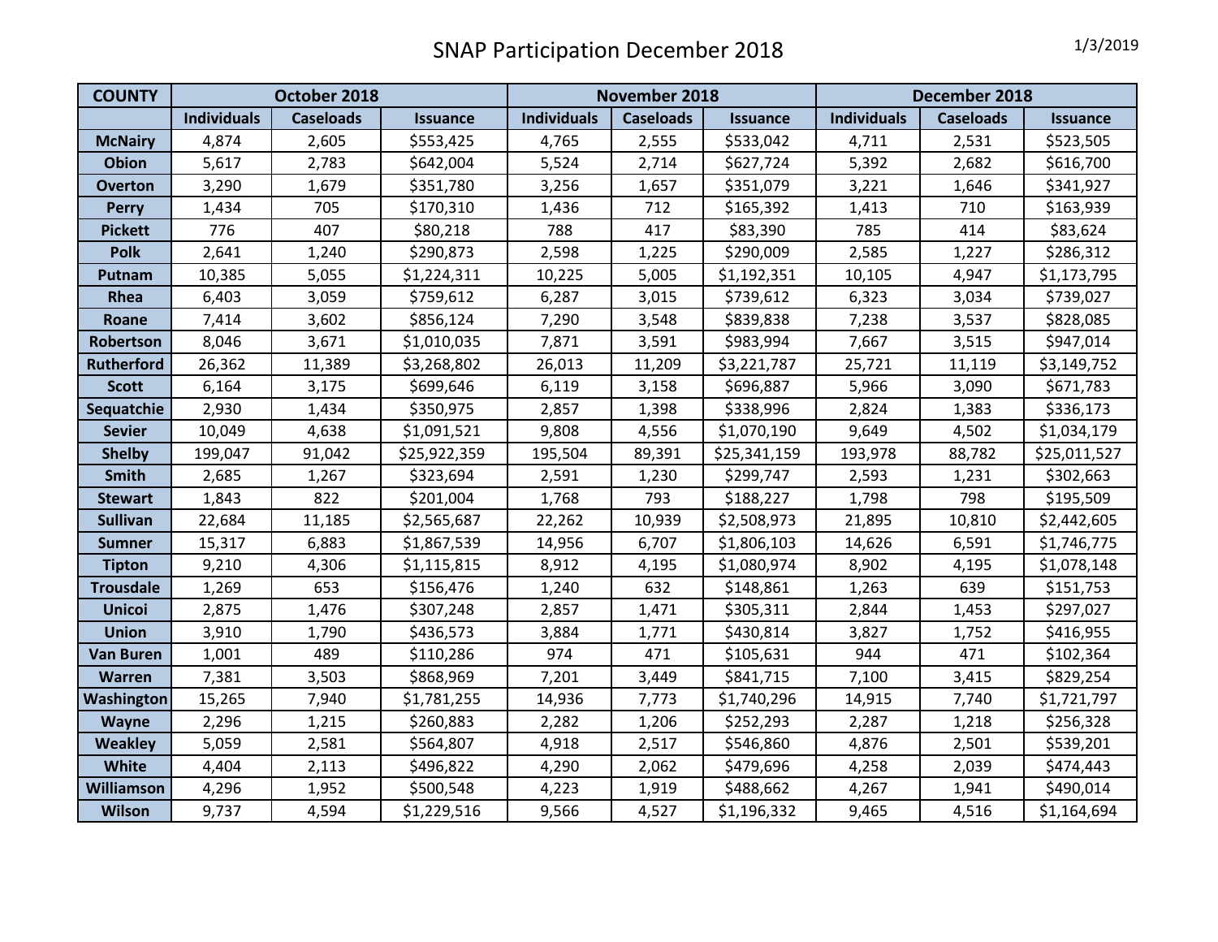# SNAP Participation December 2018

1/3/2019

| COUNTY | October 2018 | | | November 2018 | | | December 2018 | | |
|---|---|---|---|---|---|---|---|---|---|
| | Individuals | Caseloads | Issuance | Individuals | Caseloads | Issuance | Individuals | Caseloads | Issuance |
| McNairy | 4,874 | 2,605 | $553,425 | 4,765 | 2,555 | $533,042 | 4,711 | 2,531 | $523,505 |
| Obion | 5,617 | 2,783 | $642,004 | 5,524 | 2,714 | $627,724 | 5,392 | 2,682 | $616,700 |
| Overton | 3,290 | 1,679 | $351,780 | 3,256 | 1,657 | $351,079 | 3,221 | 1,646 | $341,927 |
| Perry | 1,434 | 705 | $170,310 | 1,436 | 712 | $165,392 | 1,413 | 710 | $163,939 |
| Pickett | 776 | 407 | $80,218 | 788 | 417 | $83,390 | 785 | 414 | $83,624 |
| Polk | 2,641 | 1,240 | $290,873 | 2,598 | 1,225 | $290,009 | 2,585 | 1,227 | $286,312 |
| Putnam | 10,385 | 5,055 | $1,224,311 | 10,225 | 5,005 | $1,192,351 | 10,105 | 4,947 | $1,173,795 |
| Rhea | 6,403 | 3,059 | $759,612 | 6,287 | 3,015 | $739,612 | 6,323 | 3,034 | $739,027 |
| Roane | 7,414 | 3,602 | $856,124 | 7,290 | 3,548 | $839,838 | 7,238 | 3,537 | $828,085 |
| Robertson | 8,046 | 3,671 | $1,010,035 | 7,871 | 3,591 | $983,994 | 7,667 | 3,515 | $947,014 |
| Rutherford | 26,362 | 11,389 | $3,268,802 | 26,013 | 11,209 | $3,221,787 | 25,721 | 11,119 | $3,149,752 |
| Scott | 6,164 | 3,175 | $699,646 | 6,119 | 3,158 | $696,887 | 5,966 | 3,090 | $671,783 |
| Sequatchie | 2,930 | 1,434 | $350,975 | 2,857 | 1,398 | $338,996 | 2,824 | 1,383 | $336,173 |
| Sevier | 10,049 | 4,638 | $1,091,521 | 9,808 | 4,556 | $1,070,190 | 9,649 | 4,502 | $1,034,179 |
| Shelby | 199,047 | 91,042 | $25,922,359 | 195,504 | 89,391 | $25,341,159 | 193,978 | 88,782 | $25,011,527 |
| Smith | 2,685 | 1,267 | $323,694 | 2,591 | 1,230 | $299,747 | 2,593 | 1,231 | $302,663 |
| Stewart | 1,843 | 822 | $201,004 | 1,768 | 793 | $188,227 | 1,798 | 798 | $195,509 |
| Sullivan | 22,684 | 11,185 | $2,565,687 | 22,262 | 10,939 | $2,508,973 | 21,895 | 10,810 | $2,442,605 |
| Sumner | 15,317 | 6,883 | $1,867,539 | 14,956 | 6,707 | $1,806,103 | 14,626 | 6,591 | $1,746,775 |
| Tipton | 9,210 | 4,306 | $1,115,815 | 8,912 | 4,195 | $1,080,974 | 8,902 | 4,195 | $1,078,148 |
| Trousdale | 1,269 | 653 | $156,476 | 1,240 | 632 | $148,861 | 1,263 | 639 | $151,753 |
| Unicoi | 2,875 | 1,476 | $307,248 | 2,857 | 1,471 | $305,311 | 2,844 | 1,453 | $297,027 |
| Union | 3,910 | 1,790 | $436,573 | 3,884 | 1,771 | $430,814 | 3,827 | 1,752 | $416,955 |
| Van Buren | 1,001 | 489 | $110,286 | 974 | 471 | $105,631 | 944 | 471 | $102,364 |
| Warren | 7,381 | 3,503 | $868,969 | 7,201 | 3,449 | $841,715 | 7,100 | 3,415 | $829,254 |
| Washington | 15,265 | 7,940 | $1,781,255 | 14,936 | 7,773 | $1,740,296 | 14,915 | 7,740 | $1,721,797 |
| Wayne | 2,296 | 1,215 | $260,883 | 2,282 | 1,206 | $252,293 | 2,287 | 1,218 | $256,328 |
| Weakley | 5,059 | 2,581 | $564,807 | 4,918 | 2,517 | $546,860 | 4,876 | 2,501 | $539,201 |
| White | 4,404 | 2,113 | $496,822 | 4,290 | 2,062 | $479,696 | 4,258 | 2,039 | $474,443 |
| Williamson | 4,296 | 1,952 | $500,548 | 4,223 | 1,919 | $488,662 | 4,267 | 1,941 | $490,014 |
| Wilson | 9,737 | 4,594 | $1,229,516 | 9,566 | 4,527 | $1,196,332 | 9,465 | 4,516 | $1,164,694 |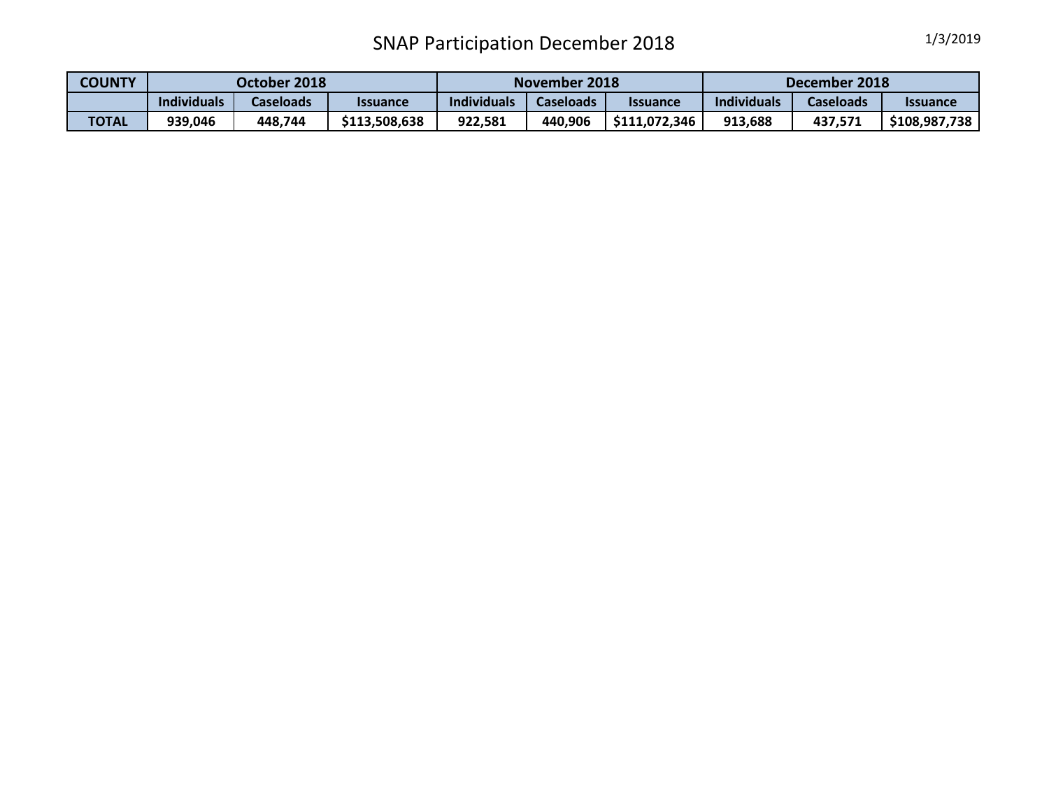# SNAP Participation December 2018

1/3/2019

| COUNTY | October 2018 | | | November 2018 | | | December 2018 | | |
|---|---|---|---|---|---|---|---|---|---|
| | Individuals | Caseloads | Issuance | Individuals | Caseloads | Issuance | Individuals | Caseloads | Issuance |
| TOTAL | 939,046 | 448,744 | $113,508,638 | 922,581 | 440,906 | $111,072,346 | 913,688 | 437,571 | $108,987,738 |